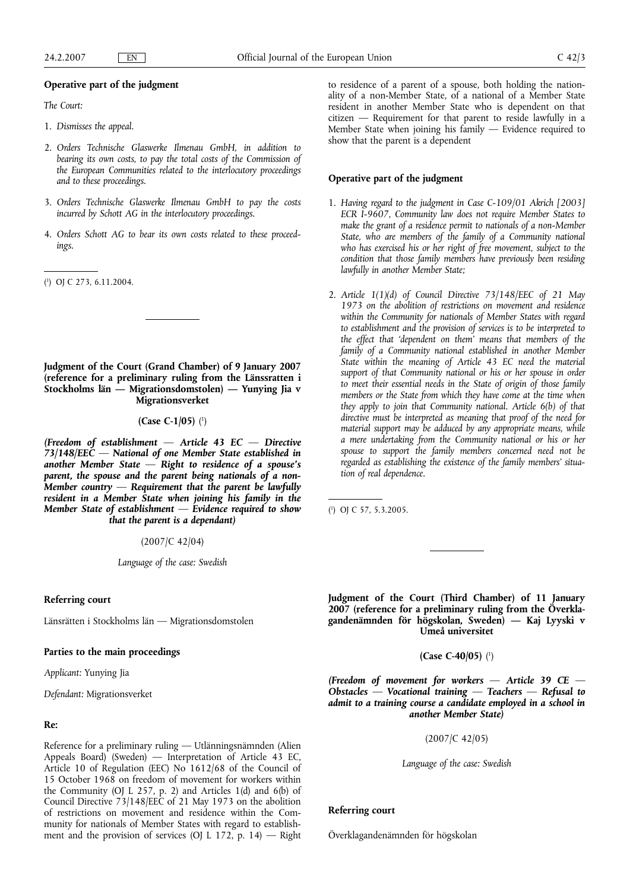**Operative part of the judgment**

*The Court:*

1. *Dismisses the appeal.*

2. *Orders Technische Glaswerke Ilmenau GmbH, in addition to bearing its own costs, to pay the total costs of the Commission of the European Communities related to the interlocutory proceedings and to these proceedings.*

3. *Orders Technische Glaswerke Ilmenau GmbH to pay the costs incurred by Schott AG in the interlocutory proceedings.*

4. *Orders Schott AG to bear its own costs related to these proceedings.*

---

([1]) OJ C 273, 6.11.2004.

---

## Judgment of the Court (Grand Chamber) of 9 January 2007 (reference for a preliminary ruling from the Länssratten i Stockholms län — Migrationsdomstolen) — Yunying Jia v Migrationsverket

### (Case C-1/05) ([1])

***(Freedom of establishment — Article 43 EC — Directive 73/148/EEC — National of one Member State established in another Member State — Right to residence of a spouse's parent, the spouse and the parent being nationals of a non-Member country — Requirement that the parent be lawfully resident in a Member State when joining his family in the Member State of establishment — Evidence required to show that the parent is a dependant)***

(2007/C 42/04)

*Language of the case: Swedish*

**Referring court**

Länsrätten i Stockholms län — Migrationsdomstolen

**Parties to the main proceedings**

*Applicant:* Yunying Jia

*Defendant:* Migrationsverket

**Re:**

Reference for a preliminary ruling — Utlänningsnämnden (Alien Appeals Board) (Sweden) — Interpretation of Article 43 EC, Article 10 of Regulation (EEC) No 1612/68 of the Council of 15 October 1968 on freedom of movement for workers within the Community (OJ L 257, p. 2) and Articles 1(d) and 6(b) of Council Directive 73/148/EEC of 21 May 1973 on the abolition of restrictions on movement and residence within the Community for nationals of Member States with regard to establishment and the provision of services (OJ L 172, p. 14) — Right to residence of a parent of a spouse, both holding the nationality of a non-Member State, of a national of a Member State resident in another Member State who is dependent on that citizen — Requirement for that parent to reside lawfully in a Member State when joining his family — Evidence required to show that the parent is a dependent

**Operative part of the judgment**

1. *Having regard to the judgment in Case C-109/01 Akrich [2003] ECR I-9607, Community law does not require Member States to make the grant of a residence permit to nationals of a non-Member State, who are members of the family of a Community national who has exercised his or her right of free movement, subject to the condition that those family members have previously been residing lawfully in another Member State;*

2. *Article 1(1)(d) of Council Directive 73/148/EEC of 21 May 1973 on the abolition of restrictions on movement and residence within the Community for nationals of Member States with regard to establishment and the provision of services is to be interpreted to the effect that 'dependent on them' means that members of the family of a Community national established in another Member State within the meaning of Article 43 EC need the material support of that Community national or his or her spouse in order to meet their essential needs in the State of origin of those family members or the State from which they have come at the time when they apply to join that Community national. Article 6(b) of that directive must be interpreted as meaning that proof of the need for material support may be adduced by any appropriate means, while a mere undertaking from the Community national or his or her spouse to support the family members concerned need not be regarded as establishing the existence of the family members' situation of real dependence.*

---

([1]) OJ C 57, 5.3.2005.

---

## Judgment of the Court (Third Chamber) of 11 January 2007 (reference for a preliminary ruling from the Överklagandenämnden för högskolan, Sweden) — Kaj Lyyski v Umeå universitet

### (Case C-40/05) ([1])

***(Freedom of movement for workers — Article 39 CE — Obstacles — Vocational training — Teachers — Refusal to admit to a training course a candidate employed in a school in another Member State)***

(2007/C 42/05)

*Language of the case: Swedish*

**Referring court**

Överklagandenämnden för högskolan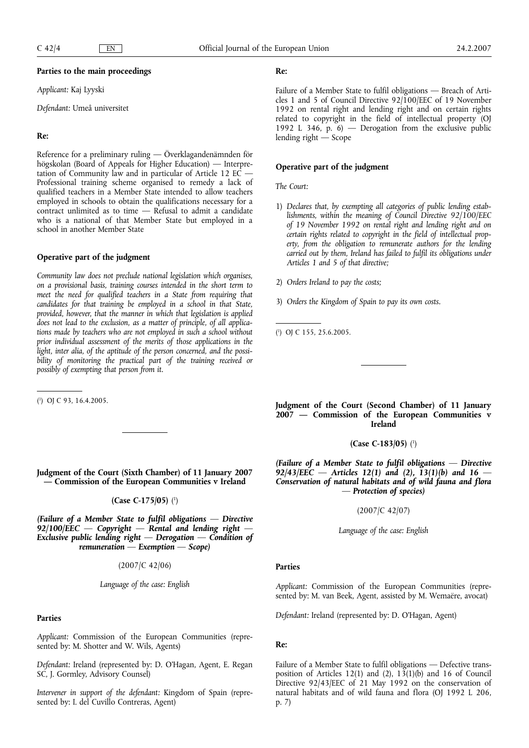**Parties to the main proceedings**

*Applicant:* Kaj Lyyski

*Defendant:* Umeå universitet

**Re:**

Reference for a preliminary ruling — Överklagandenämnden för högskolan (Board of Appeals for Higher Education) — Interpretation of Community law and in particular of Article 12 EC — Professional training scheme organised to remedy a lack of qualified teachers in a Member State intended to allow teachers employed in schools to obtain the qualifications necessary for a contract unlimited as to time — Refusal to admit a candidate who is a national of that Member State but employed in a school in another Member State

**Operative part of the judgment**

*Community law does not preclude national legislation which organises, on a provisional basis, training courses intended in the short term to meet the need for qualified teachers in a State from requiring that candidates for that training be employed in a school in that State, provided, however, that the manner in which that legislation is applied does not lead to the exclusion, as a matter of principle, of all applications made by teachers who are not employed in such a school without prior individual assessment of the merits of those applications in the light, inter alia, of the aptitude of the person concerned, and the possibility of monitoring the practical part of the training received or possibly of exempting that person from it.*

[1] OJ C 93, 16.4.2005.

---

**Judgment of the Court (Sixth Chamber) of 11 January 2007 — Commission of the European Communities v Ireland**

**(Case C-175/05)** [1]

***(Failure of a Member State to fulfil obligations — Directive 92/100/EEC — Copyright — Rental and lending right — Exclusive public lending right — Derogation — Condition of remuneration — Exemption — Scope)***

(2007/C 42/06)

*Language of the case: English*

**Parties**

*Applicant:* Commission of the European Communities (represented by: M. Shotter and W. Wils, Agents)

*Defendant:* Ireland (represented by: D. O'Hagan, Agent, E. Regan SC, J. Gormley, Advisory Counsel)

*Intervener in support of the defendant:* Kingdom of Spain (represented by: I. del Cuvillo Contreras, Agent)

**Re:**

Failure of a Member State to fulfil obligations — Breach of Articles 1 and 5 of Council Directive 92/100/EEC of 19 November 1992 on rental right and lending right and on certain rights related to copyright in the field of intellectual property (OJ 1992 L 346, p. 6) — Derogation from the exclusive public lending right — Scope

**Operative part of the judgment**

*The Court:*

1) *Declares that, by exempting all categories of public lending establishments, within the meaning of Council Directive 92/100/EEC of 19 November 1992 on rental right and lending right and on certain rights related to copyright in the field of intellectual property, from the obligation to remunerate authors for the lending carried out by them, Ireland has failed to fulfil its obligations under Articles 1 and 5 of that directive;*

2) *Orders Ireland to pay the costs;*

3) *Orders the Kingdom of Spain to pay its own costs.*

[1] OJ C 155, 25.6.2005.

---

**Judgment of the Court (Second Chamber) of 11 January 2007 — Commission of the European Communities v Ireland**

**(Case C-183/05)** [1]

***(Failure of a Member State to fulfil obligations — Directive 92/43/EEC — Articles 12(1) and (2), 13(1)(b) and 16 — Conservation of natural habitats and of wild fauna and flora — Protection of species)***

(2007/C 42/07)

*Language of the case: English*

**Parties**

*Applicant:* Commission of the European Communities (represented by: M. van Beek, Agent, assisted by M. Wemaëre, avocat)

*Defendant:* Ireland (represented by: D. O'Hagan, Agent)

**Re:**

Failure of a Member State to fulfil obligations — Defective transposition of Articles 12(1) and (2), 13(1)(b) and 16 of Council Directive 92/43/EEC of 21 May 1992 on the conservation of natural habitats and of wild fauna and flora (OJ 1992 L 206, p. 7)